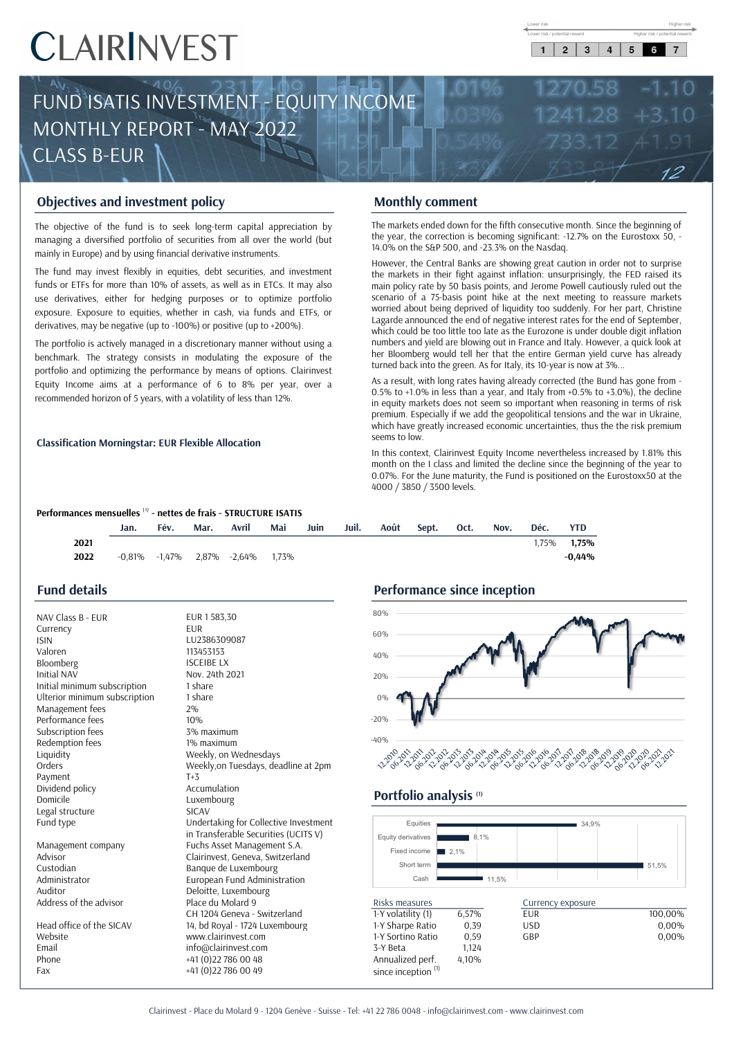# CLAIRINVEST

Lower risk / potential reward — Higher risk / potential reward

| 1 | 2 | 3 | 4 | 5 | 6 | 7 |
|---|---|---|---|---|---|---|

# FUND ISATIS INVESTMENT - EQUITY INCOME
# MONTHLY REPORT - MAY 2022
# CLASS B-EUR

## Objectives and investment policy

The objective of the fund is to seek long-term capital appreciation by managing a diversified portfolio of securities from all over the world (but mainly in Europe) and by using financial derivative instruments.

The fund may invest flexibly in equities, debt securities, and investment funds or ETFs for more than 10% of assets, as well as in ETCs. It may also use derivatives, either for hedging purposes or to optimize portfolio exposure. Exposure to equities, whether in cash, via funds and ETFs, or derivatives, may be negative (up to -100%) or positive (up to +200%).

The portfolio is actively managed in a discretionary manner without using a benchmark. The strategy consists in modulating the exposure of the portfolio and optimizing the performance by means of options. Clairinvest Equity Income aims at a performance of 6 to 8% per year, over a recommended horizon of 5 years, with a volatility of less than 12%.

**Classification Morningstar: EUR Flexible Allocation**

## Monthly comment

The markets ended down for the fifth consecutive month. Since the beginning of the year, the correction is becoming significant: -12.7% on the Eurostoxx 50, -14.0% on the S&P 500, and -23.3% on the Nasdaq.

However, the Central Banks are showing great caution in order not to surprise the markets in their fight against inflation: unsurprisingly, the FED raised its main policy rate by 50 basis points, and Jerome Powell cautiously ruled out the scenario of a 75-basis point hike at the next meeting to reassure markets worried about being deprived of liquidity too suddenly. For her part, Christine Lagarde announced the end of negative interest rates for the end of September, which could be too little too late as the Eurozone is under double digit inflation numbers and yield are blowing out in France and Italy. However, a quick look at her Bloomberg would tell her that the entire German yield curve has already turned back into the green. As for Italy, its 10-year is now at 3%...

As a result, with long rates having already corrected (the Bund has gone from -0.5% to +1.0% in less than a year, and Italy from +0.5% to +3.0%), the decline in equity markets does not seem so important when reasoning in terms of risk premium. Especially if we add the geopolitical tensions and the war in Ukraine, which have greatly increased economic uncertainties, thus the the risk premium seems to low.

In this context, Clairinvest Equity Income nevertheless increased by 1.81% this month on the I class and limited the decline since the beginning of the year to 0.07%. For the June maturity, the Fund is positioned on the Eurostoxx50 at the 4000 / 3850 / 3500 levels.

**Performances mensuelles [1] - nettes de frais - STRUCTURE ISATIS**

| | Jan. | Fév. | Mar. | Avril | Mai | Juin | Juil. | Août | Sept. | Oct. | Nov. | Déc. | YTD |
|---|---|---|---|---|---|---|---|---|---|---|---|---|---|
| **2021** | | | | | | | | | | | | 1,75% | **1,75%** |
| **2022** | -0,81% | -1,47% | 2,87% | -2,64% | 1,73% | | | | | | | | **-0,44%** |

## Fund details

| | |
|---|---|
| NAV Class B - EUR | EUR 1 583,30 |
| Currency | EUR |
| ISIN | LU2386309087 |
| Valoren | 113453153 |
| Bloomberg | ISCEIBE LX |
| Initial NAV | Nov. 24th 2021 |
| Initial minimum subscription | 1 share |
| Ulterior minimum subscription | 1 share |
| Management fees | 2% |
| Performance fees | 10% |
| Subscription fees | 3% maximum |
| Redemption fees | 1% maximum |
| Liquidity | Weekly, on Wednesdays |
| Orders | Weekly,on Tuesdays, deadline at 2pm |
| Payment | T+3 |
| Dividend policy | Accumulation |
| Domicile | Luxembourg |
| Legal structure | SICAV |
| Fund type | Undertaking for Collective Investment in Transferable Securities (UCITS V) |
| Management company | Fuchs Asset Management S.A. |
| Advisor | Clairinvest, Geneva, Switzerland |
| Custodian | Banque de Luxembourg |
| Administrator | European Fund Administration |
| Auditor | Deloitte, Luxembourg |
| Address of the advisor | Place du Molard 9<br>CH 1204 Geneva - Switzerland |
| Head office of the SICAV | 14, bd Royal - 1724 Luxembourg |
| Website | www.clairinvest.com |
| Email | info@clairinvest.com |
| Phone | +41 (0)22 786 00 48 |
| Fax | +41 (0)22 786 00 49 |

## Performance since inception

## Portfolio analysis [1]

| | |
|---|---|
| Equities | 34,9% |
| Equity derivatives | 8,1% |
| Fixed income | 2,1% |
| Short term | 51,5% |
| Cash | 11,5% |

| Risks measures | |
|---|---|
| 1-Y volatility (1) | 6,57% |
| 1-Y Sharpe Ratio | 0,39 |
| 1-Y Sortino Ratio | 0,59 |
| 3-Y Beta | 1,124 |
| Annualized perf. since inception [1] | 4,10% |

| Currency exposure | |
|---|---|
| EUR | 100,00% |
| USD | 0,00% |
| GBP | 0,00% |

Clairinvest - Place du Molard 9 - 1204 Genève - Suisse - Tel: +41 22 786 0048 - info@clairinvest.com - www.clairinvest.com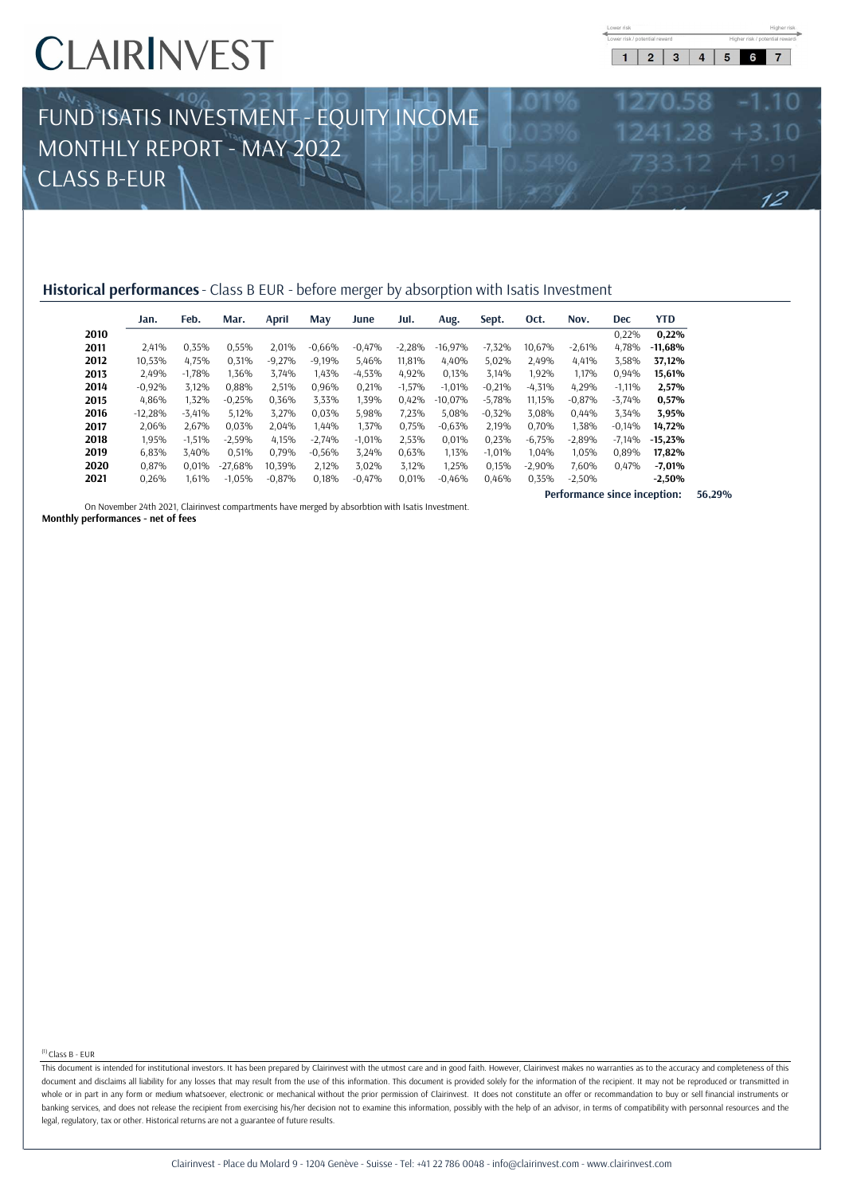# CLAIRINVEST

Lower risk — Higher risk

Lower risk / potential reward — Higher risk / potential reward

| 1 | 2 | 3 | 4 | 5 | 6 | 7 |
|---|---|---|---|---|---|---|

## FUND ISATIS INVESTMENT - EQUITY INCOME
## MONTHLY REPORT - MAY 2022
## CLASS B-EUR

### **Historical performances** - Class B EUR - before merger by absorption with Isatis Investment

| | Jan. | Feb. | Mar. | April | May | June | Jul. | Aug. | Sept. | Oct. | Nov. | Dec | YTD |
|---|---|---|---|---|---|---|---|---|---|---|---|---|---|
| **2010** | | | | | | | | | | | | 0,22% | **0,22%** |
| **2011** | 2,41% | 0,35% | 0,55% | 2,01% | -0,66% | -0,47% | -2,28% | -16,97% | -7,32% | 10,67% | -2,61% | 4,78% | **-11,68%** |
| **2012** | 10,53% | 4,75% | 0,31% | -9,27% | -9,19% | 5,46% | 11,81% | 4,40% | 5,02% | 2,49% | 4,41% | 3,58% | **37,12%** |
| **2013** | 2,49% | -1,78% | 1,36% | 3,74% | 1,43% | -4,53% | 4,92% | 0,13% | 3,14% | 1,92% | 1,17% | 0,94% | **15,61%** |
| **2014** | -0,92% | 3,12% | 0,88% | 2,51% | 0,96% | 0,21% | -1,57% | -1,01% | -0,21% | -4,31% | 4,29% | -1,11% | **2,57%** |
| **2015** | 4,86% | 1,32% | -0,25% | 0,36% | 3,33% | 1,39% | 0,42% | -10,07% | -5,78% | 11,15% | -0,87% | -3,74% | **0,57%** |
| **2016** | -12,28% | -3,41% | 5,12% | 3,27% | 0,03% | 5,98% | 7,23% | 5,08% | -0,32% | 3,08% | 0,44% | 3,34% | **3,95%** |
| **2017** | 2,06% | 2,67% | 0,03% | 2,04% | 1,44% | 1,37% | 0,75% | -0,63% | 2,19% | 0,70% | 1,38% | -0,14% | **14,72%** |
| **2018** | 1,95% | -1,51% | -2,59% | 4,15% | -2,74% | -1,01% | 2,53% | 0,01% | 0,23% | -6,75% | -2,89% | -7,14% | **-15,23%** |
| **2019** | 6,83% | 3,40% | 0,51% | 0,79% | -0,56% | 3,24% | 0,63% | 1,13% | -1,01% | 1,04% | 1,05% | 0,89% | **17,82%** |
| **2020** | 0,87% | 0,01% | -27,68% | 10,39% | 2,12% | 3,02% | 3,12% | 1,25% | 0,15% | -2,90% | 7,60% | 0,47% | **-7,01%** |
| **2021** | 0,26% | 1,61% | -1,05% | -0,87% | 0,18% | -0,47% | 0,01% | -0,46% | 0,46% | 0,35% | -2,50% | | **-2,50%** |

**Performance since inception: 56,29%**

On November 24th 2021, Clairinvest compartments have merged by absorbtion with Isatis Investment.

**Monthly performances - net of fees**

[1] Class B - EUR

This document is intended for institutional investors. It has been prepared by Clairinvest with the utmost care and in good faith. However, Clairinvest makes no warranties as to the accuracy and completeness of this document and disclaims all liability for any losses that may result from the use of this information. This document is provided solely for the information of the recipient. It may not be reproduced or transmitted in whole or in part in any form or medium whatsoever, electronic or mechanical without the prior permission of Clairinvest. It does not constitute an offer or recommandation to buy or sell financial instruments or banking services, and does not release the recipient from exercising his/her decision not to examine this information, possibly with the help of an advisor, in terms of compatibility with personnal resources and the legal, regulatory, tax or other. Historical returns are not a guarantee of future results.

Clairinvest - Place du Molard 9 - 1204 Genève - Suisse - Tel: +41 22 786 0048 - info@clairinvest.com - www.clairinvest.com